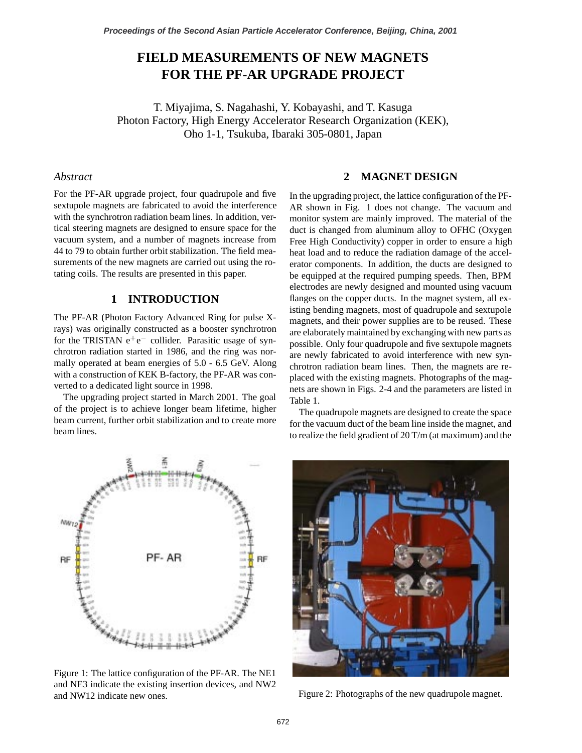# FIELD MEASUREMENTS OF NEW MAGNETS FOR THE PF-AR UPGRADE PROJECT

T. Miyajima, S. Nagahashi, Y. Kobayashi, and T. Kasuga
Photon Factory, High Energy Accelerator Research Organization (KEK),
Oho 1-1, Tsukuba, Ibaraki 305-0801, Japan

## *Abstract*

For the PF-AR upgrade project, four quadrupole and five sextupole magnets are fabricated to avoid the interference with the synchrotron radiation beam lines. In addition, vertical steering magnets are designed to ensure space for the vacuum system, and a number of magnets increase from 44 to 79 to obtain further orbit stabilization. The field measurements of the new magnets are carried out using the rotating coils. The results are presented in this paper.

## 1 INTRODUCTION

The PF-AR (Photon Factory Advanced Ring for pulse X-rays) was originally constructed as a booster synchrotron for the TRISTAN $e^+e^-$ collider. Parasitic usage of synchrotron radiation started in 1986, and the ring was normally operated at beam energies of 5.0 - 6.5 GeV. Along with a construction of KEK B-factory, the PF-AR was converted to a dedicated light source in 1998.

The upgrading project started in March 2001. The goal of the project is to achieve longer beam lifetime, higher beam current, further orbit stabilization and to create more beam lines.

Figure 1: The lattice configuration of the PF-AR. The NE1 and NE3 indicate the existing insertion devices, and NW2 and NW12 indicate new ones.

## 2 MAGNET DESIGN

In the upgrading project, the lattice configuration of the PF-AR shown in Fig. 1 does not change. The vacuum and monitor system are mainly improved. The material of the duct is changed from aluminum alloy to OFHC (Oxygen Free High Conductivity) copper in order to ensure a high heat load and to reduce the radiation damage of the accelerator components. In addition, the ducts are designed to be equipped at the required pumping speeds. Then, BPM electrodes are newly designed and mounted using vacuum flanges on the copper ducts. In the magnet system, all existing bending magnets, most of quadrupole and sextupole magnets, and their power supplies are to be reused. These are elaborately maintained by exchanging with new parts as possible. Only four quadrupole and five sextupole magnets are newly fabricated to avoid interference with new synchrotron radiation beam lines. Then, the magnets are replaced with the existing magnets. Photographs of the magnets are shown in Figs. 2-4 and the parameters are listed in Table 1.

The quadrupole magnets are designed to create the space for the vacuum duct of the beam line inside the magnet, and to realize the field gradient of 20 T/m (at maximum) and the

Figure 2: Photographs of the new quadrupole magnet.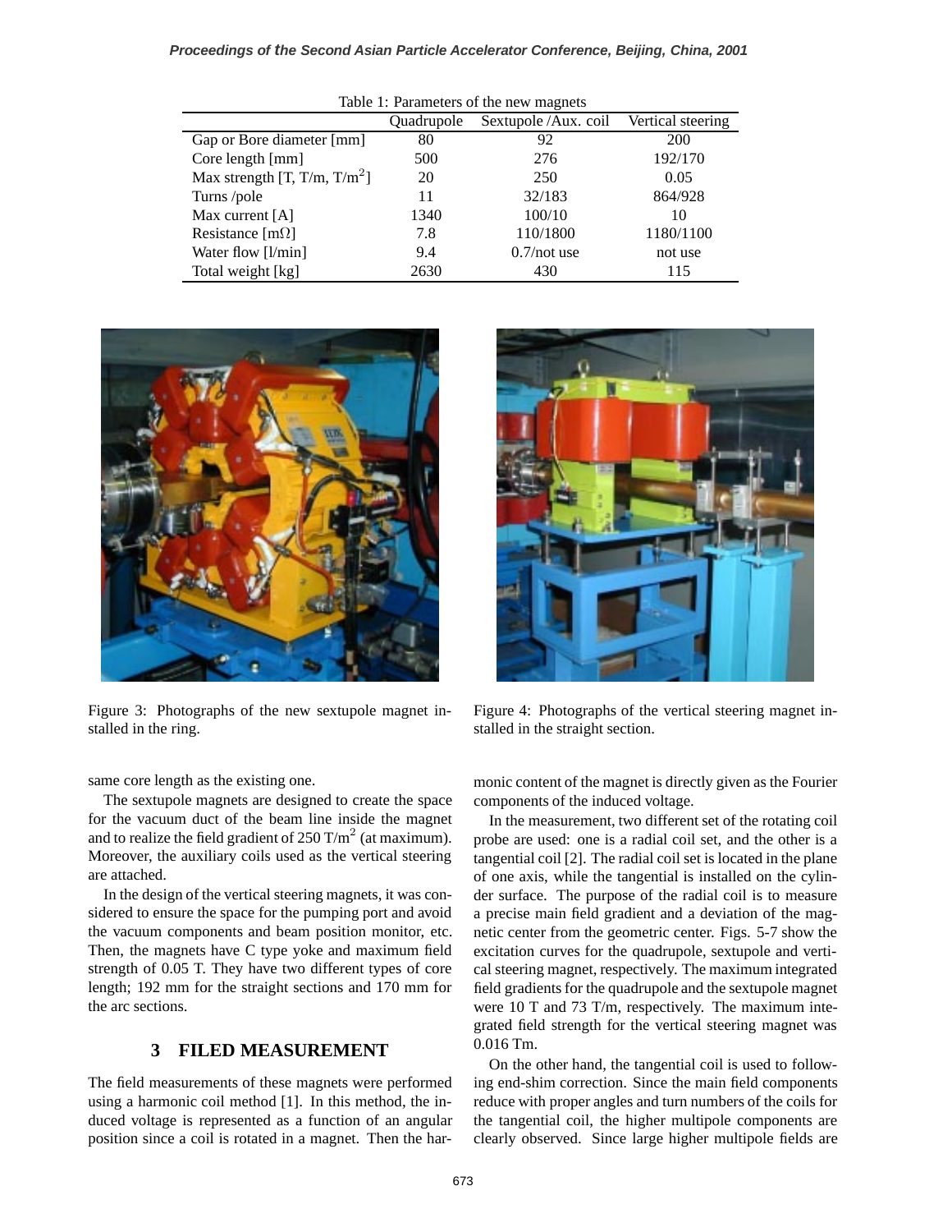Table 1: Parameters of the new magnets

| | Quadrupole | Sextupole /Aux. coil | Vertical steering |
|---|---|---|---|
| Gap or Bore diameter [mm] | 80 | 92 | 200 |
| Core length [mm] | 500 | 276 | 192/170 |
| Max strength [T, T/m, T/m$^2$] | 20 | 250 | 0.05 |
| Turns /pole | 11 | 32/183 | 864/928 |
| Max current [A] | 1340 | 100/10 | 10 |
| Resistance [m$\Omega$] | 7.8 | 110/1800 | 1180/1100 |
| Water flow [l/min] | 9.4 | 0.7/not use | not use |
| Total weight [kg] | 2630 | 430 | 115 |

Figure 3: Photographs of the new sextupole magnet installed in the ring.

Figure 4: Photographs of the vertical steering magnet installed in the straight section.

same core length as the existing one.

The sextupole magnets are designed to create the space for the vacuum duct of the beam line inside the magnet and to realize the field gradient of 250 T/m$^2$ (at maximum). Moreover, the auxiliary coils used as the vertical steering are attached.

In the design of the vertical steering magnets, it was considered to ensure the space for the pumping port and avoid the vacuum components and beam position monitor, etc. Then, the magnets have C type yoke and maximum field strength of 0.05 T. They have two different types of core length; 192 mm for the straight sections and 170 mm for the arc sections.

## 3 FILED MEASUREMENT

The field measurements of these magnets were performed using a harmonic coil method [1]. In this method, the induced voltage is represented as a function of an angular position since a coil is rotated in a magnet. Then the harmonic content of the magnet is directly given as the Fourier components of the induced voltage.

In the measurement, two different set of the rotating coil probe are used: one is a radial coil set, and the other is a tangential coil [2]. The radial coil set is located in the plane of one axis, while the tangential is installed on the cylinder surface. The purpose of the radial coil is to measure a precise main field gradient and a deviation of the magnetic center from the geometric center. Figs. 5-7 show the excitation curves for the quadrupole, sextupole and vertical steering magnet, respectively. The maximum integrated field gradients for the quadrupole and the sextupole magnet were 10 T and 73 T/m, respectively. The maximum integrated field strength for the vertical steering magnet was 0.016 Tm.

On the other hand, the tangential coil is used to following end-shim correction. Since the main field components reduce with proper angles and turn numbers of the coils for the tangential coil, the higher multipole components are clearly observed. Since large higher multipole fields are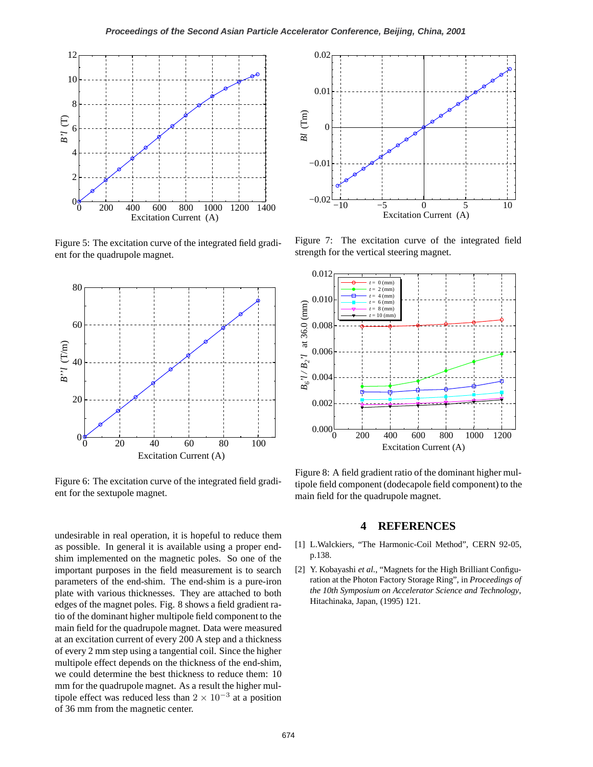0
2
4
6
8
10
12
$B'l$ (T)
0
200
400
600
800
1000
1200
1400
Excitation Current (A)

Figure 5: The excitation curve of the integrated field gradient for the quadrupole magnet.

0
20
40
60
80
$B''l$ (T/m)
0
20
40
60
80
100
Excitation Current (A)

Figure 6: The excitation curve of the integrated field gradient for the sextupole magnet.

undesirable in real operation, it is hopeful to reduce them as possible. In general it is available using a proper end-shim implemented on the magnetic poles. So one of the important purposes in the field measurement is to search parameters of the end-shim. The end-shim is a pure-iron plate with various thicknesses. They are attached to both edges of the magnet poles. Fig. 8 shows a field gradient ratio of the dominant higher multipole field component to the main field for the quadrupole magnet. Data were measured at an excitation current of every 200 A step and a thickness of every 2 mm step using a tangential coil. Since the higher multipole effect depends on the thickness of the end-shim, we could determine the best thickness to reduce them: 10 mm for the quadrupole magnet. As a result the higher multipole effect was reduced less than $2 \times 10^{-3}$ at a position of 36 mm from the magnetic center.

0.02
0.01
0
−0.01
−0.02
$Bl$ (Tm)
−10
−5
0
5
10
Excitation Current (A)

Figure 7: The excitation curve of the integrated field strength for the vertical steering magnet.

0.000
0.002
0.004
0.006
0.008
0.010
0.012
$B_6'l / B_2'l$ at 36.0 (mm)
0
200
400
600
800
1000
1200
Excitation Current (A)
$t$ = 0 (mm)
$t$ = 2 (mm)
$t$ = 4 (mm)
$t$ = 6 (mm)
$t$ = 8 (mm)
$t$ = 10 (mm)

Figure 8: A field gradient ratio of the dominant higher multipole field component (dodecapole field component) to the main field for the quadrupole magnet.

## 4 REFERENCES

[1] L.Walckiers, "The Harmonic-Coil Method", CERN 92-05, p.138.

[2] Y. Kobayashi *et al.*, "Magnets for the High Brilliant Configuration at the Photon Factory Storage Ring", in *Proceedings of the 10th Symposium on Accelerator Science and Technology*, Hitachinaka, Japan, (1995) 121.